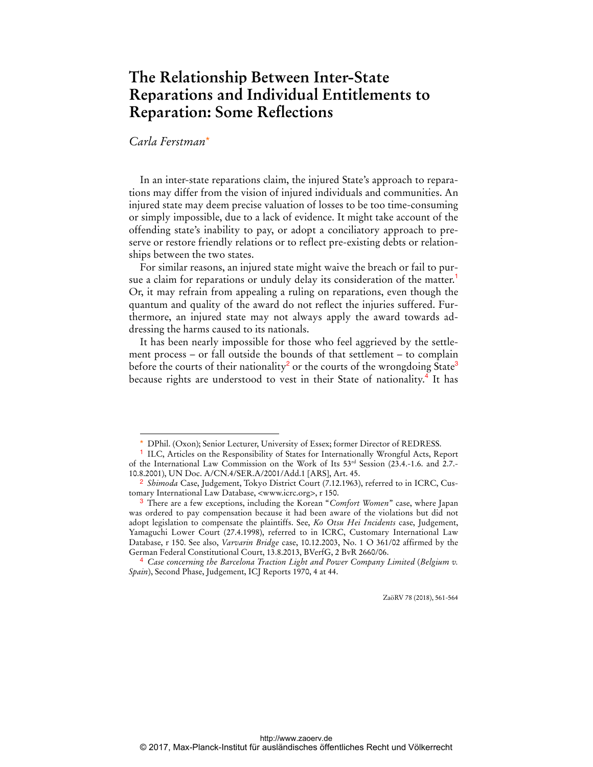# The Relationship Between Inter-State Reparations and Individual Entitlements to Reparation: Some Reflections

*Carla Ferstman*[*]

In an inter-state reparations claim, the injured State's approach to reparations may differ from the vision of injured individuals and communities. An injured state may deem precise valuation of losses to be too time-consuming or simply impossible, due to a lack of evidence. It might take account of the offending state's inability to pay, or adopt a conciliatory approach to preserve or restore friendly relations or to reflect pre-existing debts or relationships between the two states.

For similar reasons, an injured state might waive the breach or fail to pursue a claim for reparations or unduly delay its consideration of the matter.[1] Or, it may refrain from appealing a ruling on reparations, even though the quantum and quality of the award do not reflect the injuries suffered. Furthermore, an injured state may not always apply the award towards addressing the harms caused to its nationals.

It has been nearly impossible for those who feel aggrieved by the settlement process – or fall outside the bounds of that settlement – to complain before the courts of their nationality[2] or the courts of the wrongdoing State[3] because rights are understood to vest in their State of nationality.[4] It has

---

[*] DPhil. (Oxon); Senior Lecturer, University of Essex; former Director of REDRESS.

[1] ILC, Articles on the Responsibility of States for Internationally Wrongful Acts, Report of the International Law Commission on the Work of Its 53rd Session (23.4.-1.6. and 2.7.-10.8.2001), UN Doc. A/CN.4/SER.A/2001/Add.1 [ARS], Art. 45.

[2] *Shimoda* Case, Judgement, Tokyo District Court (7.12.1963), referred to in ICRC, Customary International Law Database, <www.icrc.org>, r 150.

[3] There are a few exceptions, including the Korean "*Comfort Women*" case, where Japan was ordered to pay compensation because it had been aware of the violations but did not adopt legislation to compensate the plaintiffs. See, *Ko Otsu Hei Incidents* case, Judgement, Yamaguchi Lower Court (27.4.1998), referred to in ICRC, Customary International Law Database, r 150. See also, *Varvarin Bridge* case, 10.12.2003, No. 1 O 361/02 affirmed by the German Federal Constitutional Court, 13.8.2013, BVerfG, 2 BvR 2660/06.

[4] *Case concerning the Barcelona Traction Light and Power Company Limited* (*Belgium v. Spain*), Second Phase, Judgement, ICJ Reports 1970, 4 at 44.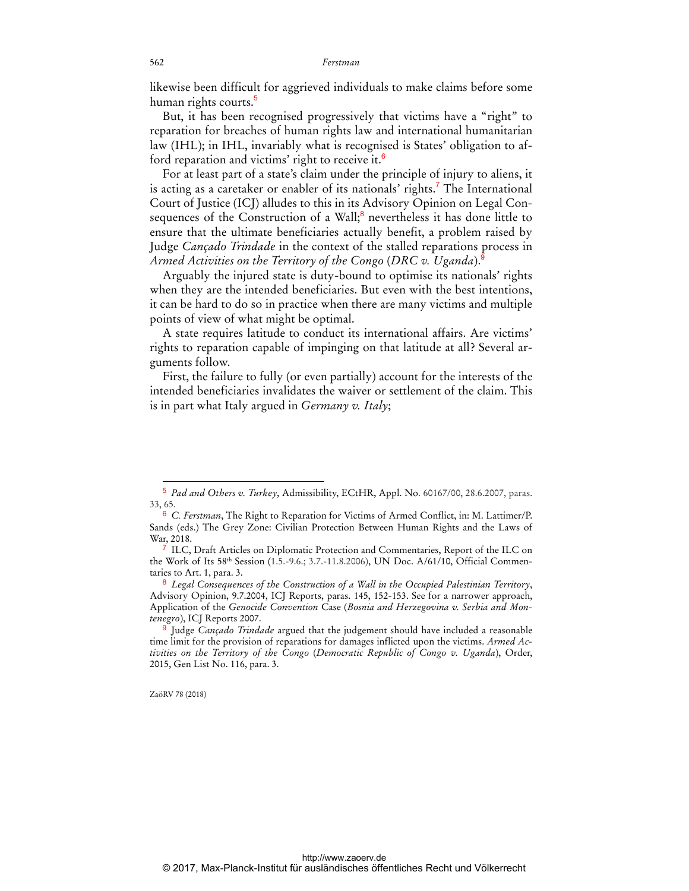likewise been difficult for aggrieved individuals to make claims before some human rights courts.[5]

But, it has been recognised progressively that victims have a "right" to reparation for breaches of human rights law and international humanitarian law (IHL); in IHL, invariably what is recognised is States' obligation to afford reparation and victims' right to receive it.[6]

For at least part of a state's claim under the principle of injury to aliens, it is acting as a caretaker or enabler of its nationals' rights.[7] The International Court of Justice (ICJ) alludes to this in its Advisory Opinion on Legal Consequences of the Construction of a Wall;[8] nevertheless it has done little to ensure that the ultimate beneficiaries actually benefit, a problem raised by Judge *Cançado Trindade* in the context of the stalled reparations process in *Armed Activities on the Territory of the Congo* (*DRC v. Uganda*).[9]

Arguably the injured state is duty-bound to optimise its nationals' rights when they are the intended beneficiaries. But even with the best intentions, it can be hard to do so in practice when there are many victims and multiple points of view of what might be optimal.

A state requires latitude to conduct its international affairs. Are victims' rights to reparation capable of impinging on that latitude at all? Several arguments follow.

First, the failure to fully (or even partially) account for the interests of the intended beneficiaries invalidates the waiver or settlement of the claim. This is in part what Italy argued in *Germany v. Italy*;

---

[5] *Pad and Others v. Turkey*, Admissibility, ECtHR, Appl. No. 60167/00, 28.6.2007, paras. 33, 65.

[6] *C. Ferstman*, The Right to Reparation for Victims of Armed Conflict, in: M. Lattimer/P. Sands (eds.) The Grey Zone: Civilian Protection Between Human Rights and the Laws of War, 2018.

[7] ILC, Draft Articles on Diplomatic Protection and Commentaries, Report of the ILC on the Work of Its 58th Session (1.5.-9.6.; 3.7.-11.8.2006), UN Doc. A/61/10, Official Commentaries to Art. 1, para. 3.

[8] *Legal Consequences of the Construction of a Wall in the Occupied Palestinian Territory*, Advisory Opinion, 9.7.2004, ICJ Reports, paras. 145, 152-153. See for a narrower approach, Application of the *Genocide Convention* Case (*Bosnia and Herzegovina v. Serbia and Montenegro*), ICJ Reports 2007.

[9] Judge *Cançado Trindade* argued that the judgement should have included a reasonable time limit for the provision of reparations for damages inflicted upon the victims. *Armed Activities on the Territory of the Congo* (*Democratic Republic of Congo v. Uganda*), Order, 2015, Gen List No. 116, para. 3.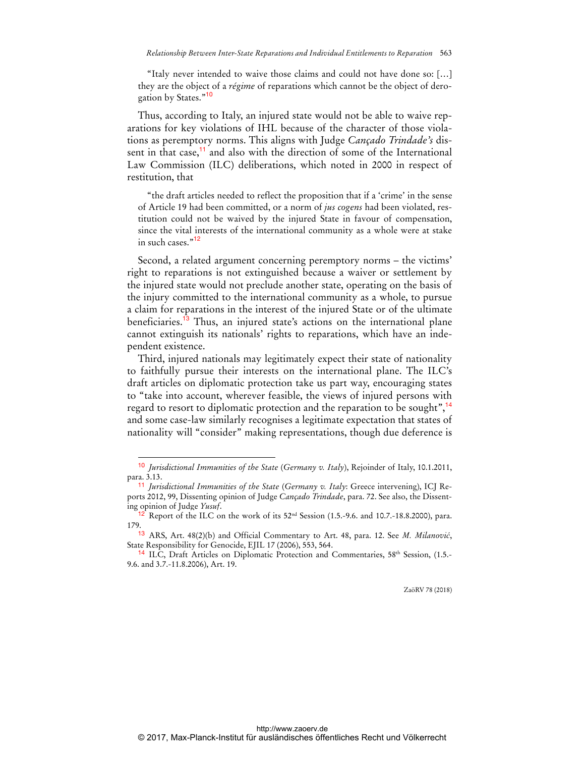> "Italy never intended to waive those claims and could not have done so: […] they are the object of a *régime* of reparations which cannot be the object of derogation by States."[10]

Thus, according to Italy, an injured state would not be able to waive reparations for key violations of IHL because of the character of those violations as peremptory norms. This aligns with Judge *Cançado Trindade's* dissent in that case,[11] and also with the direction of some of the International Law Commission (ILC) deliberations, which noted in 2000 in respect of restitution, that

> "the draft articles needed to reflect the proposition that if a 'crime' in the sense of Article 19 had been committed, or a norm of *jus cogens* had been violated, restitution could not be waived by the injured State in favour of compensation, since the vital interests of the international community as a whole were at stake in such cases."[12]

Second, a related argument concerning peremptory norms – the victims' right to reparations is not extinguished because a waiver or settlement by the injured state would not preclude another state, operating on the basis of the injury committed to the international community as a whole, to pursue a claim for reparations in the interest of the injured State or of the ultimate beneficiaries.[13] Thus, an injured state's actions on the international plane cannot extinguish its nationals' rights to reparations, which have an independent existence.

Third, injured nationals may legitimately expect their state of nationality to faithfully pursue their interests on the international plane. The ILC's draft articles on diplomatic protection take us part way, encouraging states to "take into account, wherever feasible, the views of injured persons with regard to resort to diplomatic protection and the reparation to be sought",[14] and some case-law similarly recognises a legitimate expectation that states of nationality will "consider" making representations, though due deference is

---

[10] *Jurisdictional Immunities of the State* (*Germany v. Italy*), Rejoinder of Italy, 10.1.2011, para. 3.13.

[11] *Jurisdictional Immunities of the State* (*Germany v. Italy*: Greece intervening), ICJ Reports 2012, 99, Dissenting opinion of Judge *Cançado Trindade*, para. 72. See also, the Dissenting opinion of Judge *Yusuf*.

[12] Report of the ILC on the work of its 52nd Session (1.5.-9.6. and 10.7.-18.8.2000), para. 179.

[13] ARS, Art. 48(2)(b) and Official Commentary to Art. 48, para. 12. See *M. Milanović*, State Responsibility for Genocide, EJIL 17 (2006), 553, 564.

[14] ILC, Draft Articles on Diplomatic Protection and Commentaries, 58th Session, (1.5.-9.6. and 3.7.-11.8.2006), Art. 19.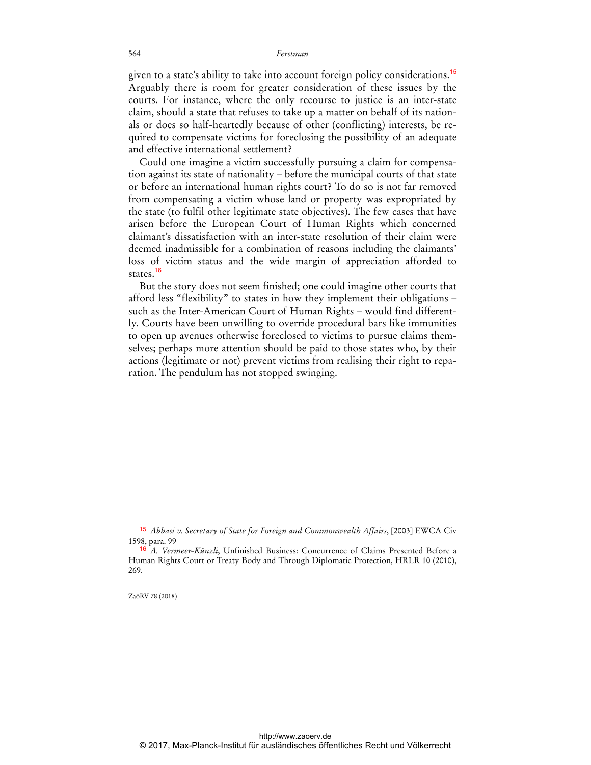given to a state's ability to take into account foreign policy considerations.[15] Arguably there is room for greater consideration of these issues by the courts. For instance, where the only recourse to justice is an inter-state claim, should a state that refuses to take up a matter on behalf of its nationals or does so half-heartedly because of other (conflicting) interests, be required to compensate victims for foreclosing the possibility of an adequate and effective international settlement?

Could one imagine a victim successfully pursuing a claim for compensation against its state of nationality – before the municipal courts of that state or before an international human rights court? To do so is not far removed from compensating a victim whose land or property was expropriated by the state (to fulfil other legitimate state objectives). The few cases that have arisen before the European Court of Human Rights which concerned claimant's dissatisfaction with an inter-state resolution of their claim were deemed inadmissible for a combination of reasons including the claimants' loss of victim status and the wide margin of appreciation afforded to states.[16]

But the story does not seem finished; one could imagine other courts that afford less "flexibility" to states in how they implement their obligations – such as the Inter-American Court of Human Rights – would find differently. Courts have been unwilling to override procedural bars like immunities to open up avenues otherwise foreclosed to victims to pursue claims themselves; perhaps more attention should be paid to those states who, by their actions (legitimate or not) prevent victims from realising their right to reparation. The pendulum has not stopped swinging.

---

[15] *Abbasi v. Secretary of State for Foreign and Commonwealth Affairs*, [2003] EWCA Civ 1598, para. 99

[16] *A. Vermeer-Künzli*, Unfinished Business: Concurrence of Claims Presented Before a Human Rights Court or Treaty Body and Through Diplomatic Protection, HRLR 10 (2010), 269.